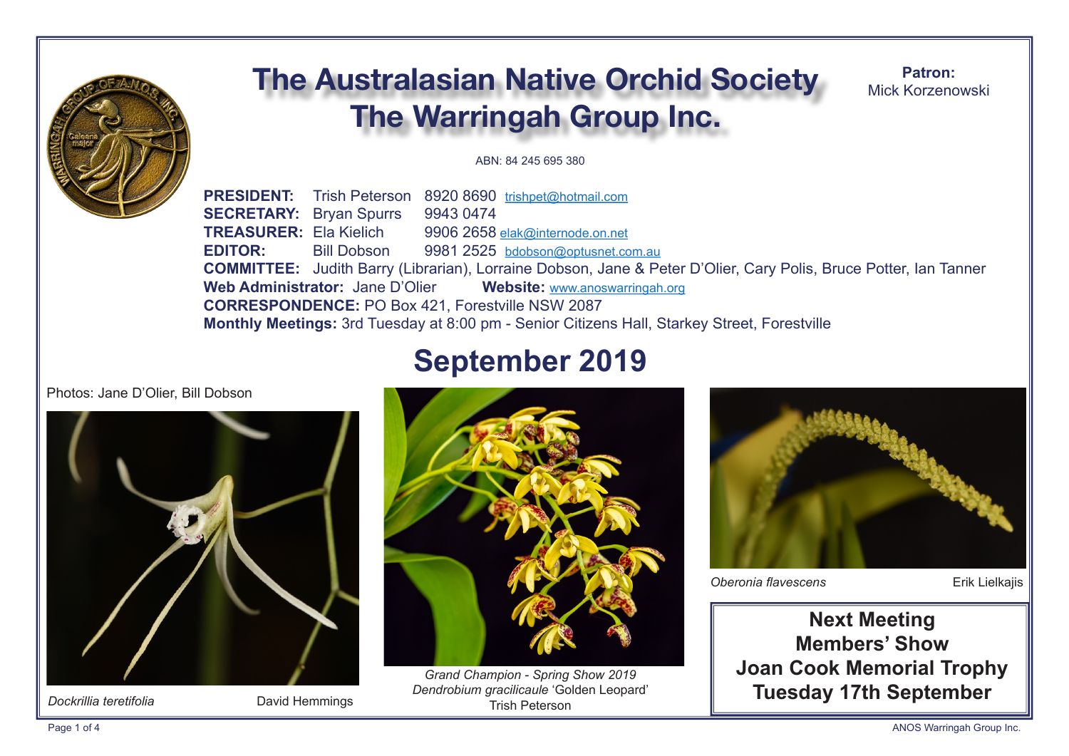# The Australasian Native Orchid Society
# The Warringah Group Inc.

**Patron:**
Mick Korzenowski

ABN: 84 245 695 380

**PRESIDENT:** Trish Peterson 8920 8690 trishpet@hotmail.com
**SECRETARY:** Bryan Spurrs 9943 0474
**TREASURER:** Ela Kielich 9906 2658 elak@internode.on.net
**EDITOR:** Bill Dobson 9981 2525 bdobson@optusnet.com.au
**COMMITTEE:** Judith Barry (Librarian), Lorraine Dobson, Jane & Peter D'Olier, Cary Polis, Bruce Potter, Ian Tanner
**Web Administrator:** Jane D'Olier **Website:** www.anoswarringah.org
**CORRESPONDENCE:** PO Box 421, Forestville NSW 2087
**Monthly Meetings:** 3rd Tuesday at 8:00 pm - Senior Citizens Hall, Starkey Street, Forestville

## September 2019

Photos: Jane D'Olier, Bill Dobson

*Dockrillia teretifolia* David Hemmings

*Grand Champion - Spring Show 2019*
*Dendrobium gracilicaule* 'Golden Leopard'
Trish Peterson

*Oberonia flavescens* Erik Lielkajis

**Next Meeting**
**Members' Show**
**Joan Cook Memorial Trophy**
**Tuesday 17th September**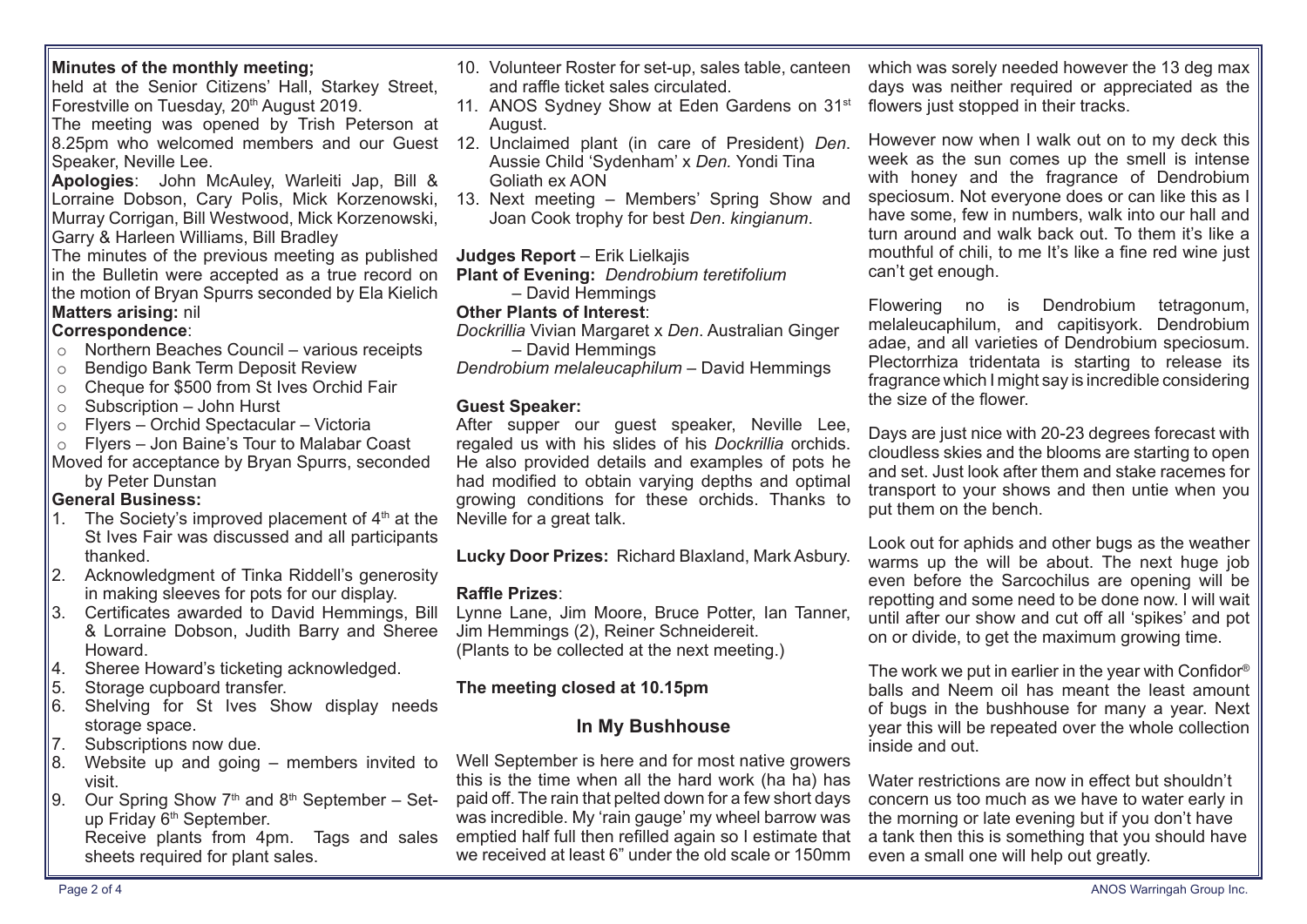**Minutes of the monthly meeting;**

held at the Senior Citizens' Hall, Starkey Street, Forestville on Tuesday, 20th August 2019.

The meeting was opened by Trish Peterson at 8.25pm who welcomed members and our Guest Speaker, Neville Lee.

**Apologies**: John McAuley, Warleiti Jap, Bill & Lorraine Dobson, Cary Polis, Mick Korzenowski, Murray Corrigan, Bill Westwood, Mick Korzenowski, Garry & Harleen Williams, Bill Bradley

The minutes of the previous meeting as published in the Bulletin were accepted as a true record on the motion of Bryan Spurrs seconded by Ela Kielich

**Matters arising:** nil

**Correspondence**:

- Northern Beaches Council – various receipts
- Bendigo Bank Term Deposit Review
- Cheque for $500 from St Ives Orchid Fair
- Subscription – John Hurst
- Flyers – Orchid Spectacular – Victoria
- Flyers – Jon Baine's Tour to Malabar Coast

Moved for acceptance by Bryan Spurrs, seconded by Peter Dunstan

**General Business:**

1. The Society's improved placement of 4th at the St Ives Fair was discussed and all participants thanked.
2. Acknowledgment of Tinka Riddell's generosity in making sleeves for pots for our display.
3. Certificates awarded to David Hemmings, Bill & Lorraine Dobson, Judith Barry and Sheree Howard.
4. Sheree Howard's ticketing acknowledged.
5. Storage cupboard transfer.
6. Shelving for St Ives Show display needs storage space.
7. Subscriptions now due.
8. Website up and going – members invited to visit.
9. Our Spring Show 7th and 8th September – Set-up Friday 6th September.
   Receive plants from 4pm. Tags and sales sheets required for plant sales.
10. Volunteer Roster for set-up, sales table, canteen and raffle ticket sales circulated.
11. ANOS Sydney Show at Eden Gardens on 31st August.
12. Unclaimed plant (in care of President) *Den*. Aussie Child 'Sydenham' x *Den.* Yondi Tina Goliath ex AON
13. Next meeting – Members' Spring Show and Joan Cook trophy for best *Den*. *kingianum*.

**Judges Report** – Erik Lielkajis

**Plant of Evening:** *Dendrobium teretifolium* – David Hemmings

**Other Plants of Interest**:

*Dockrillia* Vivian Margaret x *Den*. Australian Ginger – David Hemmings

*Dendrobium melaleucaphilum* – David Hemmings

**Guest Speaker:**

After supper our guest speaker, Neville Lee, regaled us with his slides of his *Dockrillia* orchids. He also provided details and examples of pots he had modified to obtain varying depths and optimal growing conditions for these orchids. Thanks to Neville for a great talk.

**Lucky Door Prizes:** Richard Blaxland, Mark Asbury.

**Raffle Prizes**:

Lynne Lane, Jim Moore, Bruce Potter, Ian Tanner, Jim Hemmings (2), Reiner Schneidereit.
(Plants to be collected at the next meeting.)

**The meeting closed at 10.15pm**

## In My Bushhouse

Well September is here and for most native growers this is the time when all the hard work (ha ha) has paid off. The rain that pelted down for a few short days was incredible. My 'rain gauge' my wheel barrow was emptied half full then refilled again so I estimate that we received at least 6" under the old scale or 150mm which was sorely needed however the 13 deg max days was neither required or appreciated as the flowers just stopped in their tracks.

However now when I walk out on to my deck this week as the sun comes up the smell is intense with honey and the fragrance of Dendrobium speciosum. Not everyone does or can like this as I have some, few in numbers, walk into our hall and turn around and walk back out. To them it's like a mouthful of chili, to me It's like a fine red wine just can't get enough.

Flowering no is Dendrobium tetragonum, melaleucaphilum, and capitisyork. Dendrobium adae, and all varieties of Dendrobium speciosum. Plectorrhiza tridentata is starting to release its fragrance which I might say is incredible considering the size of the flower.

Days are just nice with 20-23 degrees forecast with cloudless skies and the blooms are starting to open and set. Just look after them and stake racemes for transport to your shows and then untie when you put them on the bench.

Look out for aphids and other bugs as the weather warms up the will be about. The next huge job even before the Sarcochilus are opening will be repotting and some need to be done now. I will wait until after our show and cut off all 'spikes' and pot on or divide, to get the maximum growing time.

The work we put in earlier in the year with Confidor® balls and Neem oil has meant the least amount of bugs in the bushhouse for many a year. Next year this will be repeated over the whole collection inside and out.

Water restrictions are now in effect but shouldn't concern us too much as we have to water early in the morning or late evening but if you don't have a tank then this is something that you should have even a small one will help out greatly.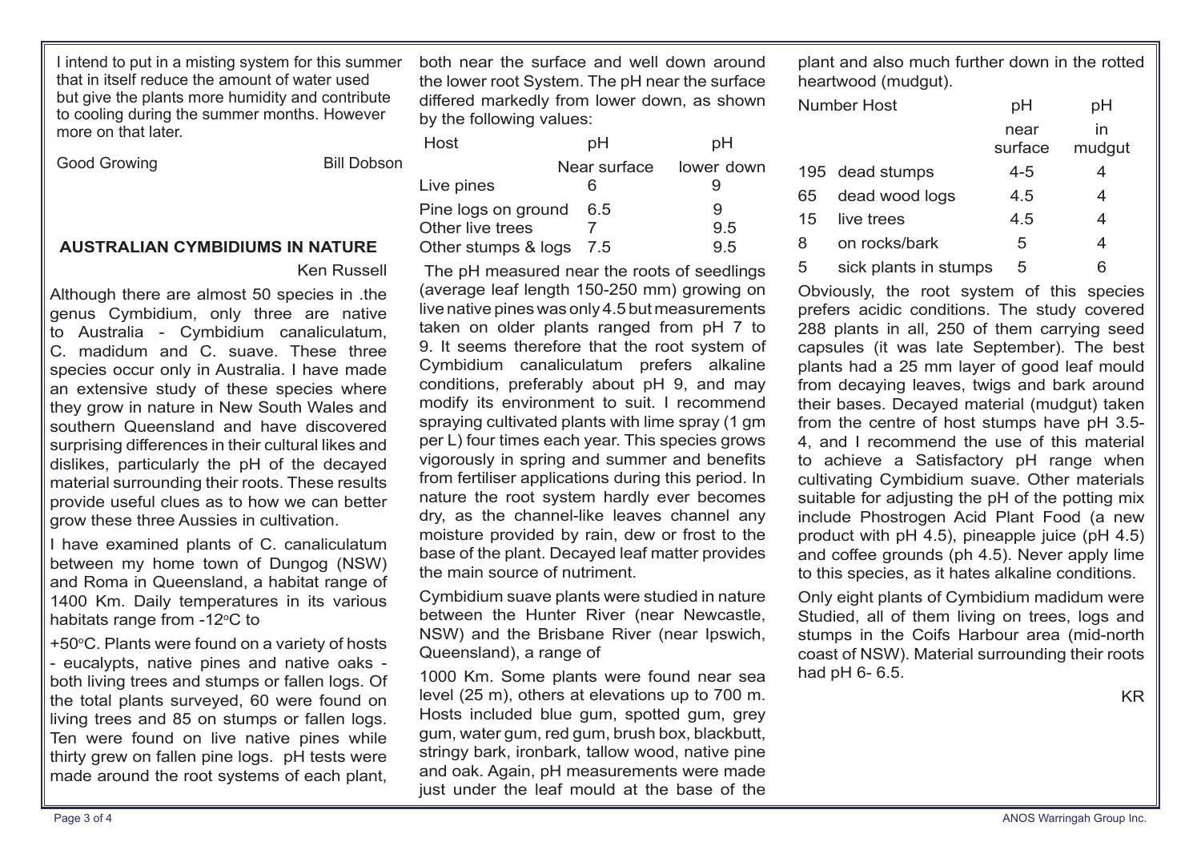I intend to put in a misting system for this summer that in itself reduce the amount of water used but give the plants more humidity and contribute to cooling during the summer months. However more on that later.

Good Growing — Bill Dobson

## AUSTRALIAN CYMBIDIUMS IN NATURE

Ken Russell

Although there are almost 50 species in .the genus Cymbidium, only three are native to Australia - Cymbidium canaliculatum, C. madidum and C. suave. These three species occur only in Australia. I have made an extensive study of these species where they grow in nature in New South Wales and southern Queensland and have discovered surprising differences in their cultural likes and dislikes, particularly the pH of the decayed material surrounding their roots. These results provide useful clues as to how we can better grow these three Aussies in cultivation.

I have examined plants of C. canaliculatum between my home town of Dungog (NSW) and Roma in Queensland, a habitat range of 1400 Km. Daily temperatures in its various habitats range from -12°C to +50°C. Plants were found on a variety of hosts - eucalypts, native pines and native oaks - both living trees and stumps or fallen logs. Of the total plants surveyed, 60 were found on living trees and 85 on stumps or fallen logs. Ten were found on live native pines while thirty grew on fallen pine logs. pH tests were made around the root systems of each plant, both near the surface and well down around the lower root System. The pH near the surface differed markedly from lower down, as shown by the following values:

| Host | pH Near surface | pH lower down |
|---|---|---|
| Live pines | 6 | 9 |
| Pine logs on ground | 6.5 | 9 |
| Other live trees | 7 | 9.5 |
| Other stumps & logs | 7.5 | 9.5 |

The pH measured near the roots of seedlings (average leaf length 150-250 mm) growing on live native pines was only 4.5 but measurements taken on older plants ranged from pH 7 to 9. It seems therefore that the root system of Cymbidium canaliculatum prefers alkaline conditions, preferably about pH 9, and may modify its environment to suit. I recommend spraying cultivated plants with lime spray (1 gm per L) four times each year. This species grows vigorously in spring and summer and benefits from fertiliser applications during this period. In nature the root system hardly ever becomes dry, as the channel-like leaves channel any moisture provided by rain, dew or frost to the base of the plant. Decayed leaf matter provides the main source of nutriment.

Cymbidium suave plants were studied in nature between the Hunter River (near Newcastle, NSW) and the Brisbane River (near Ipswich, Queensland), a range of 1000 Km. Some plants were found near sea level (25 m), others at elevations up to 700 m. Hosts included blue gum, spotted gum, grey gum, water gum, red gum, brush box, blackbutt, stringy bark, ironbark, tallow wood, native pine and oak. Again, pH measurements were made just under the leaf mould at the base of the plant and also much further down in the rotted heartwood (mudgut).

| Number | Host | pH near surface | pH in mudgut |
|---|---|---|---|
| 195 | dead stumps | 4-5 | 4 |
| 65 | dead wood logs | 4.5 | 4 |
| 15 | live trees | 4.5 | 4 |
| 8 | on rocks/bark | 5 | 4 |
| 5 | sick plants in stumps | 5 | 6 |

Obviously, the root system of this species prefers acidic conditions. The study covered 288 plants in all, 250 of them carrying seed capsules (it was late September). The best plants had a 25 mm layer of good leaf mould from decaying leaves, twigs and bark around their bases. Decayed material (mudgut) taken from the centre of host stumps have pH 3.5-4, and I recommend the use of this material to achieve a Satisfactory pH range when cultivating Cymbidium suave. Other materials suitable for adjusting the pH of the potting mix include Phostrogen Acid Plant Food (a new product with pH 4.5), pineapple juice (pH 4.5) and coffee grounds (ph 4.5). Never apply lime to this species, as it hates alkaline conditions.

Only eight plants of Cymbidium madidum were Studied, all of them living on trees, logs and stumps in the Coifs Harbour area (mid-north coast of NSW). Material surrounding their roots had pH 6- 6.5.

KR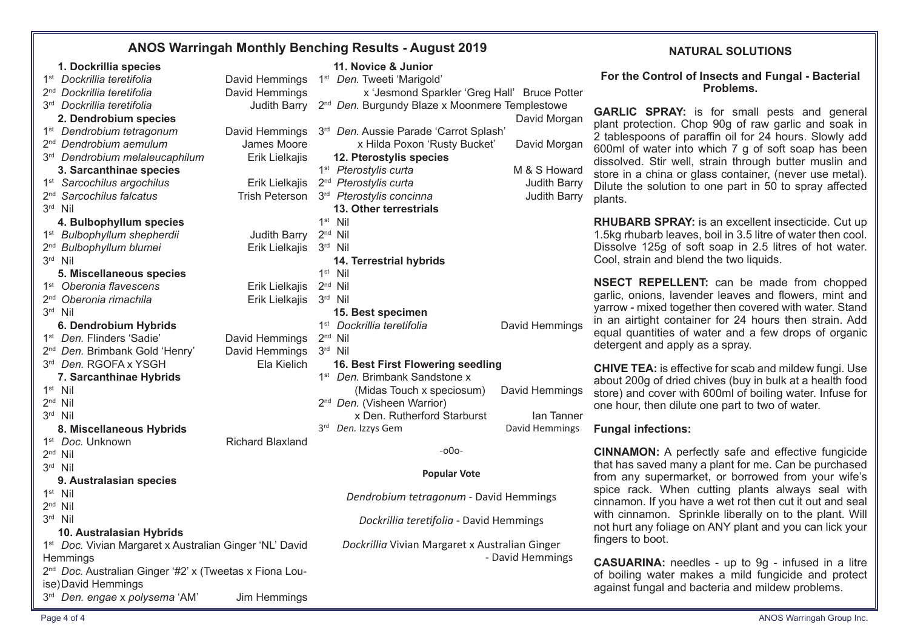## ANOS Warringah Monthly Benching Results - August 2019

**1. Dockrillia species**

1st *Dockrillia teretifolia* David Hemmings
2nd *Dockrillia teretifolia* David Hemmings
3rd *Dockrillia teretifolia* Judith Barry

**2. Dendrobium species**

1st *Dendrobium tetragonum* David Hemmings
2nd *Dendrobium aemulum* James Moore
3rd *Dendrobium melaleucaphilum* Erik Lielkajis

**3. Sarcanthinae species**

1st *Sarcochilus argochilus* Erik Lielkajis
2nd *Sarcochilus falcatus* Trish Peterson
3rd Nil

**4. Bulbophyllum species**

1st *Bulbophyllum shepherdii* Judith Barry
2nd *Bulbophyllum blumei* Erik Lielkajis
3rd Nil

**5. Miscellaneous species**

1st *Oberonia flavescens* Erik Lielkajis
2nd *Oberonia rimachila* Erik Lielkajis
3rd Nil

**6. Dendrobium Hybrids**

1st *Den.* Flinders 'Sadie' David Hemmings
2nd *Den.* Brimbank Gold 'Henry' David Hemmings
3rd *Den.* RGOFA x YSGH Ela Kielich

**7. Sarcanthinae Hybrids**

1st Nil
2nd Nil
3rd Nil

**8. Miscellaneous Hybrids**

1st *Doc.* Unknown Richard Blaxland
2nd Nil
3rd Nil

**9. Australasian species**

1st Nil
2nd Nil
3rd Nil

**10. Australasian Hybrids**

1st *Doc.* Vivian Margaret x Australian Ginger 'NL' David Hemmings
2nd *Doc.* Australian Ginger '#2' x (Tweetas x Fiona Louise) David Hemmings
3rd *Den. engae* x *polysema* 'AM' Jim Hemmings

**11. Novice & Junior**

1st *Den.* Tweeti 'Marigold' x 'Jesmond Sparkler 'Greg Hall' Bruce Potter
2nd *Den.* Burgundy Blaze x Moonmere Templestowe David Morgan
3rd *Den.* Aussie Parade 'Carrot Splash' x Hilda Poxon 'Rusty Bucket' David Morgan

**12. Pterostylis species**

1st *Pterostylis curta* M & S Howard
2nd *Pterostylis curta* Judith Barry
3rd *Pterostylis concinna* Judith Barry

**13. Other terrestrials**

1st Nil
2nd Nil
3rd Nil

**14. Terrestrial hybrids**

1st Nil
2nd Nil
3rd Nil

**15. Best specimen**

1st *Dockrillia teretifolia* David Hemmings
2nd Nil
3rd Nil

**16. Best First Flowering seedling**

1st *Den.* Brimbank Sandstone x (Midas Touch x speciosum) David Hemmings
2nd *Den.* (Visheen Warrior) x Den. Rutherford Starburst Ian Tanner
3rd *Den.* Izzys Gem David Hemmings

-o0o-

**Popular Vote**

*Dendrobium tetragonum* - David Hemmings

*Dockrillia teretifolia* - David Hemmings

*Dockrillia* Vivian Margaret x Australian Ginger - David Hemmings

## NATURAL SOLUTIONS

### For the Control of Insects and Fungal - Bacterial Problems.

**GARLIC SPRAY:** is for small pests and general plant protection. Chop 90g of raw garlic and soak in 2 tablespoons of paraffin oil for 24 hours. Slowly add 600ml of water into which 7 g of soft soap has been dissolved. Stir well, strain through butter muslin and store in a china or glass container, (never use metal). Dilute the solution to one part in 50 to spray affected plants.

**RHUBARB SPRAY:** is an excellent insecticide. Cut up 1.5kg rhubarb leaves, boil in 3.5 litre of water then cool. Dissolve 125g of soft soap in 2.5 litres of hot water. Cool, strain and blend the two liquids.

**NSECT REPELLENT:** can be made from chopped garlic, onions, lavender leaves and flowers, mint and yarrow - mixed together then covered with water. Stand in an airtight container for 24 hours then strain. Add equal quantities of water and a few drops of organic detergent and apply as a spray.

**CHIVE TEA:** is effective for scab and mildew fungi. Use about 200g of dried chives (buy in bulk at a health food store) and cover with 600ml of boiling water. Infuse for one hour, then dilute one part to two of water.

**Fungal infections:**

**CINNAMON:** A perfectly safe and effective fungicide that has saved many a plant for me. Can be purchased from any supermarket, or borrowed from your wife's spice rack. When cutting plants always seal with cinnamon. If you have a wet rot then cut it out and seal with cinnamon. Sprinkle liberally on to the plant. Will not hurt any foliage on ANY plant and you can lick your fingers to boot.

**CASUARINA:** needles - up to 9g - infused in a litre of boiling water makes a mild fungicide and protect against fungal and bacteria and mildew problems.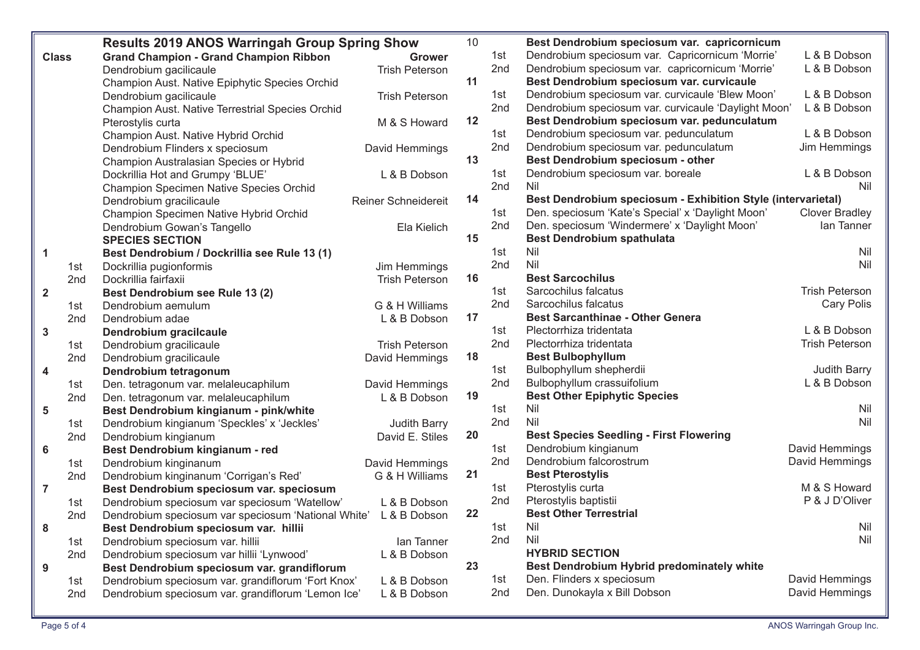## Results 2019 ANOS Warringah Group Spring Show

| Class | | | Grower |
|---|---|---|---|
| | | **Grand Champion - Grand Champion Ribbon** | |
| | | Dendrobium gacilicaule | Trish Peterson |
| | | Champion Aust. Native Epiphytic Species Orchid | |
| | | Dendrobium gacilicaule | Trish Peterson |
| | | Champion Aust. Native Terrestrial Species Orchid | |
| | | Pterostylis curta | M & S Howard |
| | | Champion Aust. Native Hybrid Orchid | |
| | | Dendrobium Flinders x speciosum | David Hemmings |
| | | Champion Australasian Species or Hybrid | |
| | | Dockrillia Hot and Grumpy 'BLUE' | L & B Dobson |
| | | Champion Specimen Native Species Orchid | |
| | | Dendrobium gracilicaule | Reiner Schneidereit |
| | | Champion Specimen Native Hybrid Orchid | |
| | | Dendrobium Gowan's Tangello | Ela Kielich |
| | | **SPECIES SECTION** | |
| 1 | | **Best Dendrobium / Dockrillia see Rule 13 (1)** | |
| | 1st | Dockrillia pugionformis | Jim Hemmings |
| | 2nd | Dockrillia fairfaxii | Trish Peterson |
| 2 | | **Best Dendrobium see Rule 13 (2)** | |
| | 1st | Dendrobium aemulum | G & H Williams |
| | 2nd | Dendrobium adae | L & B Dobson |
| 3 | | **Dendrobium gracilcaule** | |
| | 1st | Dendrobium gracilicaule | Trish Peterson |
| | 2nd | Dendrobium gracilicaule | David Hemmings |
| 4 | | **Dendrobium tetragonum** | |
| | 1st | Den. tetragonum var. melaleucaphilum | David Hemmings |
| | 2nd | Den. tetragonum var. melaleucaphilum | L & B Dobson |
| 5 | | **Best Dendrobium kingianum - pink/white** | |
| | 1st | Dendrobium kingianum 'Speckles' x 'Jeckles' | Judith Barry |
| | 2nd | Dendrobium kingianum | David E. Stiles |
| 6 | | **Best Dendrobium kingianum - red** | |
| | 1st | Dendrobium kinginanum | David Hemmings |
| | 2nd | Dendrobium kinginanum 'Corrigan's Red' | G & H Williams |
| 7 | | **Best Dendrobium speciosum var. speciosum** | |
| | 1st | Dendrobium speciosum var speciosum 'Watellow' | L & B Dobson |
| | 2nd | Dendrobium speciosum var speciosum 'National White' | L & B Dobson |
| 8 | | **Best Dendrobium speciosum var. hillii** | |
| | 1st | Dendrobium speciosum var. hillii | Ian Tanner |
| | 2nd | Dendrobium speciosum var hillii 'Lynwood' | L & B Dobson |
| 9 | | **Best Dendrobium speciosum var. grandiflorum** | |
| | 1st | Dendrobium speciosum var. grandiflorum 'Fort Knox' | L & B Dobson |
| | 2nd | Dendrobium speciosum var. grandiflorum 'Lemon Ice' | L & B Dobson |
| 10 | | **Best Dendrobium speciosum var. capricornicum** | |
| | 1st | Dendrobium speciosum var. Capricornicum 'Morrie' | L & B Dobson |
| | 2nd | Dendrobium speciosum var. capricornicum 'Morrie' | L & B Dobson |
| 11 | | **Best Dendrobium speciosum var. curvicaule** | |
| | 1st | Dendrobium speciosum var. curvicaule 'Blew Moon' | L & B Dobson |
| | 2nd | Dendrobium speciosum var. curvicaule 'Daylight Moon' | L & B Dobson |
| 12 | | **Best Dendrobium speciosum var. pedunculatum** | |
| | 1st | Dendrobium speciosum var. pedunculatum | L & B Dobson |
| | 2nd | Dendrobium speciosum var. pedunculatum | Jim Hemmings |
| 13 | | **Best Dendrobium speciosum - other** | |
| | 1st | Dendrobium speciosum var. boreale | L & B Dobson |
| | 2nd | Nil | Nil |
| 14 | | **Best Dendrobium speciosum - Exhibition Style (intervarietal)** | |
| | 1st | Den. speciosum 'Kate's Special' x 'Daylight Moon' | Clover Bradley |
| | 2nd | Den. speciosum 'Windermere' x 'Daylight Moon' | Ian Tanner |
| 15 | | **Best Dendrobium spathulata** | |
| | 1st | Nil | Nil |
| | 2nd | Nil | Nil |
| 16 | | **Best Sarcochilus** | |
| | 1st | Sarcochilus falcatus | Trish Peterson |
| | 2nd | Sarcochilus falcatus | Cary Polis |
| 17 | | **Best Sarcanthinae - Other Genera** | |
| | 1st | Plectorrhiza tridentata | L & B Dobson |
| | 2nd | Plectorrhiza tridentata | Trish Peterson |
| 18 | | **Best Bulbophyllum** | |
| | 1st | Bulbophyllum shepherdii | Judith Barry |
| | 2nd | Bulbophyllum crassuifolium | L & B Dobson |
| 19 | | **Best Other Epiphytic Species** | |
| | 1st | Nil | Nil |
| | 2nd | Nil | Nil |
| 20 | | **Best Species Seedling - First Flowering** | |
| | 1st | Dendrobium kingianum | David Hemmings |
| | 2nd | Dendrobium falcorostrum | David Hemmings |
| 21 | | **Best Pterostylis** | |
| | 1st | Pterostylis curta | M & S Howard |
| | 2nd | Pterostylis baptistii | P & J D'Oliver |
| 22 | | **Best Other Terrestrial** | |
| | 1st | Nil | Nil |
| | 2nd | Nil | Nil |
| | | **HYBRID SECTION** | |
| 23 | | **Best Dendrobium Hybrid predominately white** | |
| | 1st | Den. Flinders x speciosum | David Hemmings |
| | 2nd | Den. Dunokayla x Bill Dobson | David Hemmings |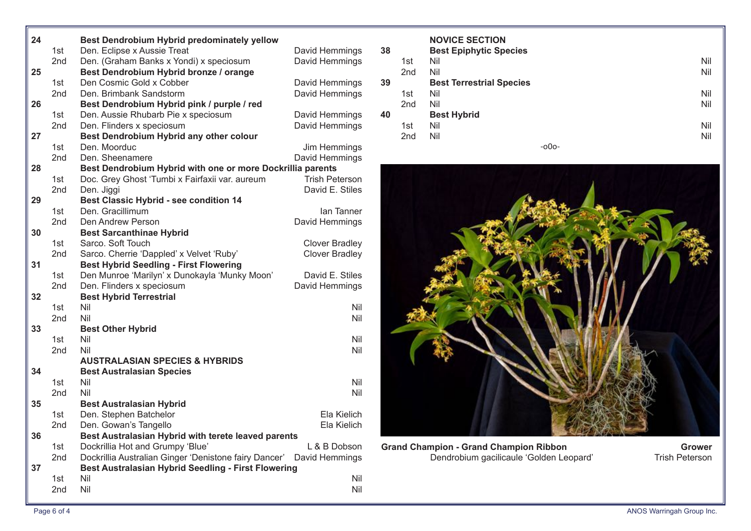| | | | |
|---|---|---|---|
| **24** | | **Best Dendrobium Hybrid predominately yellow** | |
| | 1st | Den. Eclipse x Aussie Treat | David Hemmings |
| | 2nd | Den. (Graham Banks x Yondi) x speciosum | David Hemmings |
| **25** | | **Best Dendrobium Hybrid bronze / orange** | |
| | 1st | Den Cosmic Gold x Cobber | David Hemmings |
| | 2nd | Den. Brimbank Sandstorm | David Hemmings |
| **26** | | **Best Dendrobium Hybrid pink / purple / red** | |
| | 1st | Den. Aussie Rhubarb Pie x speciosum | David Hemmings |
| | 2nd | Den. Flinders x speciosum | David Hemmings |
| **27** | | **Best Dendrobium Hybrid any other colour** | |
| | 1st | Den. Moorduc | Jim Hemmings |
| | 2nd | Den. Sheenamere | David Hemmings |
| **28** | | **Best Dendrobium Hybrid with one or more Dockrillia parents** | |
| | 1st | Doc. Grey Ghost 'Tumbi x Fairfaxii var. aureum | Trish Peterson |
| | 2nd | Den. Jiggi | David E. Stiles |
| **29** | | **Best Classic Hybrid - see condition 14** | |
| | 1st | Den. Gracillimum | Ian Tanner |
| | 2nd | Den Andrew Person | David Hemmings |
| **30** | | **Best Sarcanthinae Hybrid** | |
| | 1st | Sarco. Soft Touch | Clover Bradley |
| | 2nd | Sarco. Cherrie 'Dappled' x Velvet 'Ruby' | Clover Bradley |
| **31** | | **Best Hybrid Seedling - First Flowering** | |
| | 1st | Den Munroe 'Marilyn' x Dunokayla 'Munky Moon' | David E. Stiles |
| | 2nd | Den. Flinders x speciosum | David Hemmings |
| **32** | | **Best Hybrid Terrestrial** | |
| | 1st | Nil | Nil |
| | 2nd | Nil | Nil |
| **33** | | **Best Other Hybrid** | |
| | 1st | Nil | Nil |
| | 2nd | Nil | Nil |

**AUSTRALASIAN SPECIES & HYBRIDS**

| | | | |
|---|---|---|---|
| **34** | | **Best Australasian Species** | |
| | 1st | Nil | Nil |
| | 2nd | Nil | Nil |
| **35** | | **Best Australasian Hybrid** | |
| | 1st | Den. Stephen Batchelor | Ela Kielich |
| | 2nd | Den. Gowan's Tangello | Ela Kielich |
| **36** | | **Best Australasian Hybrid with terete leaved parents** | |
| | 1st | Dockrillia Hot and Grumpy 'Blue' | L & B Dobson |
| | 2nd | Dockrillia Australian Ginger 'Denistone fairy Dancer' | David Hemmings |
| **37** | | **Best Australasian Hybrid Seedling - First Flowering** | |
| | 1st | Nil | Nil |
| | 2nd | Nil | Nil |

**NOVICE SECTION**

| | | | |
|---|---|---|---|
| **38** | | **Best Epiphytic Species** | |
| | 1st | Nil | Nil |
| | 2nd | Nil | Nil |
| **39** | | **Best Terrestrial Species** | |
| | 1st | Nil | Nil |
| | 2nd | Nil | Nil |
| **40** | | **Best Hybrid** | |
| | 1st | Nil | Nil |
| | 2nd | Nil | Nil |

-o0o-

**Grand Champion - Grand Champion Ribbon** — **Grower**

Dendrobium gacilicaule 'Golden Leopard' — Trish Peterson